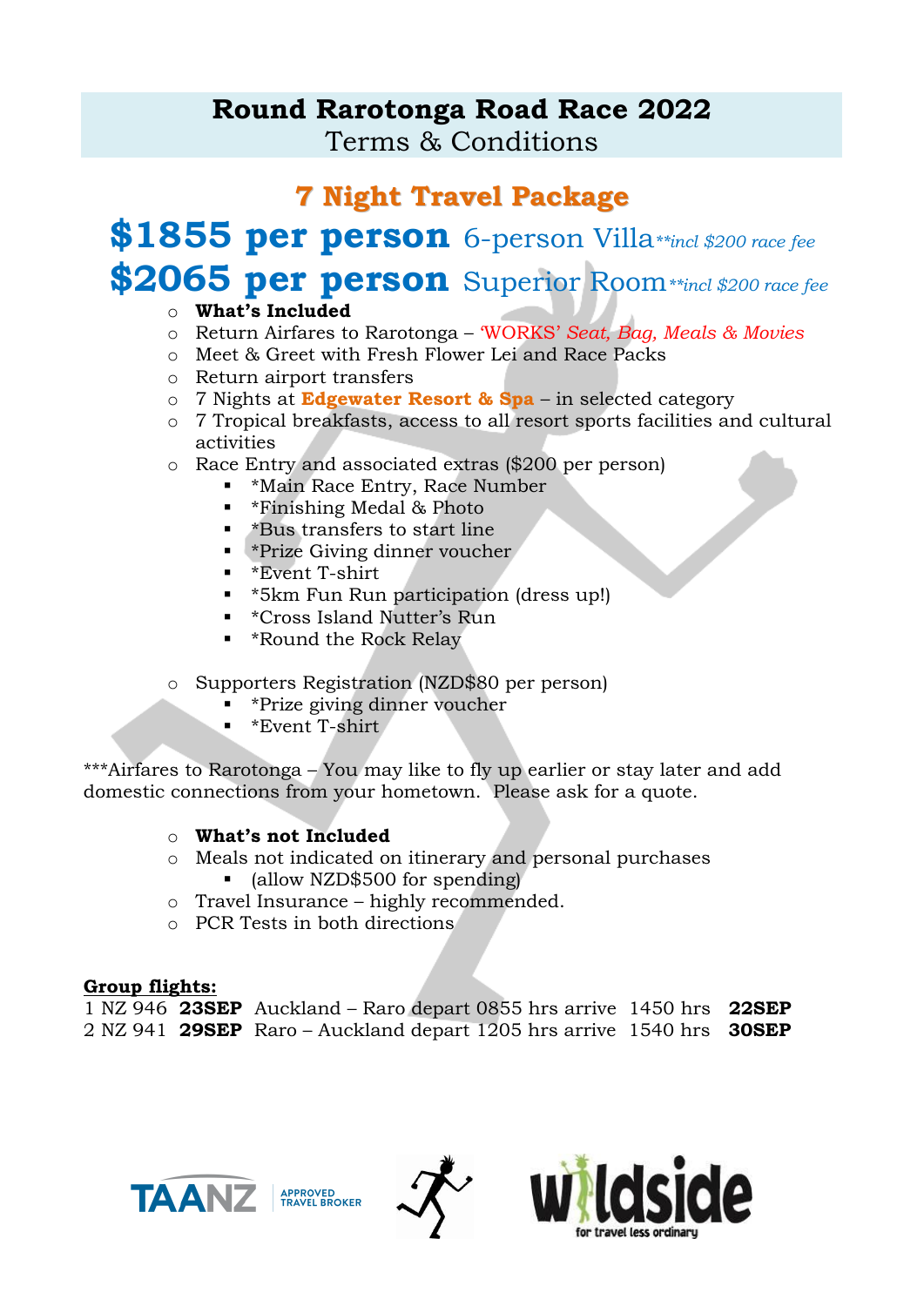# Round Rarotonga Road Race 2022

Terms & Conditions

## 7 Night Travel Package

## $1855 per person 6-person Villa *\*\*incl $200 race fee*

## $2065 per person Superior Room *\*\*incl $200 race fee*

- **What's Included**
- Return Airfares to Rarotonga – 'WORKS' *Seat, Bag, Meals & Movies*
- Meet & Greet with Fresh Flower Lei and Race Packs
- Return airport transfers
- 7 Nights at **Edgewater Resort & Spa** – in selected category
- 7 Tropical breakfasts, access to all resort sports facilities and cultural activities
- Race Entry and associated extras ($200 per person)
  - *Main Race Entry, Race Number
  - *Finishing Medal & Photo
  - *Bus transfers to start line
  - *Prize Giving dinner voucher
  - *Event T-shirt
  - *5km Fun Run participation (dress up!)
  - *Cross Island Nutter's Run
  - *Round the Rock Relay
- Supporters Registration (NZD$80 per person)
  - *Prize giving dinner voucher
  - *Event T-shirt

***Airfares to Rarotonga – You may like to fly up earlier or stay later and add domestic connections from your hometown. Please ask for a quote.

- **What's not Included**
- Meals not indicated on itinerary and personal purchases
  - (allow NZD$500 for spending)
- Travel Insurance – highly recommended.
- PCR Tests in both directions

**Group flights:**

| | | | | | | |
|---|---|---|---|---|---|---|
| 1 NZ 946 | **23SEP** | Auckland – Raro | depart 0855 hrs | arrive | 1450 hrs | **22SEP** |
| 2 NZ 941 | **29SEP** | Raro – Auckland | depart 1205 hrs | arrive | 1540 hrs | **30SEP** |

TAANZ APPROVED TRAVEL BROKER

wildside for travel less ordinary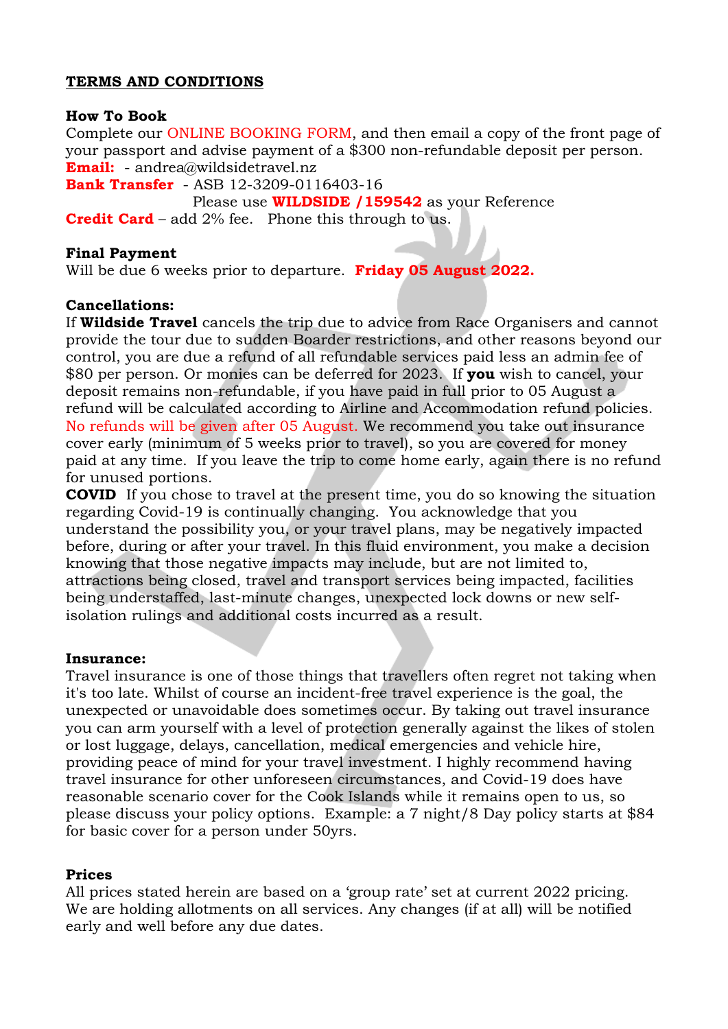## TERMS AND CONDITIONS

**How To Book**
Complete our ONLINE BOOKING FORM, and then email a copy of the front page of your passport and advise payment of a $300 non-refundable deposit per person.
**Email:** - andrea@wildsidetravel.nz
**Bank Transfer** - ASB 12-3209-0116403-16
Please use **WILDSIDE /159542** as your Reference
**Credit Card** – add 2% fee. Phone this through to us.

**Final Payment**
Will be due 6 weeks prior to departure. **Friday 05 August 2022.**

**Cancellations:**
If **Wildside Travel** cancels the trip due to advice from Race Organisers and cannot provide the tour due to sudden Boarder restrictions, and other reasons beyond our control, you are due a refund of all refundable services paid less an admin fee of $80 per person. Or monies can be deferred for 2023. If **you** wish to cancel, your deposit remains non-refundable, if you have paid in full prior to 05 August a refund will be calculated according to Airline and Accommodation refund policies. No refunds will be given after 05 August. We recommend you take out insurance cover early (minimum of 5 weeks prior to travel), so you are covered for money paid at any time. If you leave the trip to come home early, again there is no refund for unused portions.
**COVID** If you chose to travel at the present time, you do so knowing the situation regarding Covid-19 is continually changing. You acknowledge that you understand the possibility you, or your travel plans, may be negatively impacted before, during or after your travel. In this fluid environment, you make a decision knowing that those negative impacts may include, but are not limited to, attractions being closed, travel and transport services being impacted, facilities being understaffed, last-minute changes, unexpected lock downs or new self-isolation rulings and additional costs incurred as a result.

**Insurance:**
Travel insurance is one of those things that travellers often regret not taking when it's too late. Whilst of course an incident-free travel experience is the goal, the unexpected or unavoidable does sometimes occur. By taking out travel insurance you can arm yourself with a level of protection generally against the likes of stolen or lost luggage, delays, cancellation, medical emergencies and vehicle hire, providing peace of mind for your travel investment. I highly recommend having travel insurance for other unforeseen circumstances, and Covid-19 does have reasonable scenario cover for the Cook Islands while it remains open to us, so please discuss your policy options. Example: a 7 night/8 Day policy starts at $84 for basic cover for a person under 50yrs.

**Prices**
All prices stated herein are based on a 'group rate' set at current 2022 pricing. We are holding allotments on all services. Any changes (if at all) will be notified early and well before any due dates.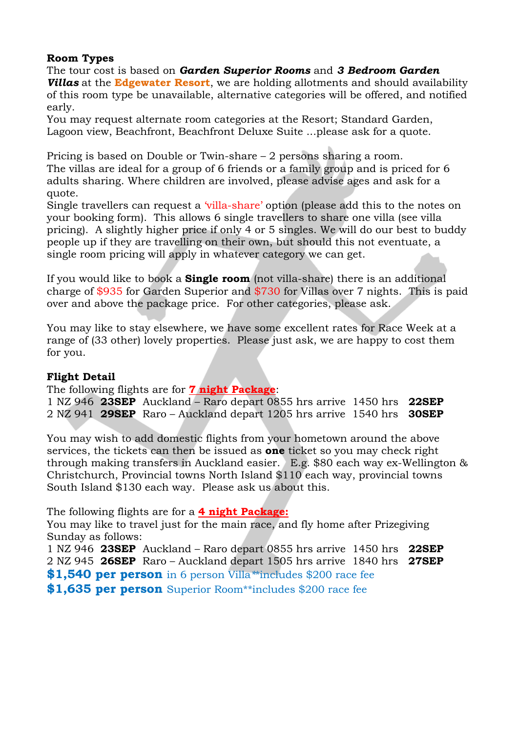**Room Types**

The tour cost is based on ***Garden Superior Rooms*** and ***3 Bedroom Garden Villas*** at the **Edgewater Resort**, we are holding allotments and should availability of this room type be unavailable, alternative categories will be offered, and notified early.

You may request alternate room categories at the Resort; Standard Garden, Lagoon view, Beachfront, Beachfront Deluxe Suite ...please ask for a quote.

Pricing is based on Double or Twin-share – 2 persons sharing a room.

The villas are ideal for a group of 6 friends or a family group and is priced for 6 adults sharing. Where children are involved, please advise ages and ask for a quote.

Single travellers can request a 'villa-share' option (please add this to the notes on your booking form). This allows 6 single travellers to share one villa (see villa pricing). A slightly higher price if only 4 or 5 singles. We will do our best to buddy people up if they are travelling on their own, but should this not eventuate, a single room pricing will apply in whatever category we can get.

If you would like to book a **Single room** (not villa-share) there is an additional charge of $935 for Garden Superior and $730 for Villas over 7 nights. This is paid over and above the package price. For other categories, please ask.

You may like to stay elsewhere, we have some excellent rates for Race Week at a range of (33 other) lovely properties. Please just ask, we are happy to cost them for you.

**Flight Detail**

The following flights are for **7 night Package**:

1 NZ 946 **23SEP** Auckland – Raro depart 0855 hrs arrive 1450 hrs **22SEP**
2 NZ 941 **29SEP** Raro – Auckland depart 1205 hrs arrive 1540 hrs **30SEP**

You may wish to add domestic flights from your hometown around the above services, the tickets can then be issued as **one** ticket so you may check right through making transfers in Auckland easier. E.g. $80 each way ex-Wellington & Christchurch, Provincial towns North Island $110 each way, provincial towns South Island $130 each way. Please ask us about this.

The following flights are for a **4 night Package:**

You may like to travel just for the main race, and fly home after Prizegiving Sunday as follows:

1 NZ 946 **23SEP** Auckland – Raro depart 0855 hrs arrive 1450 hrs **22SEP**
2 NZ 945 **26SEP** Raro – Auckland depart 1505 hrs arrive 1840 hrs **27SEP**

**$1,540 per person** in 6 person Villa**includes $200 race fee

**$1,635 per person** Superior Room**includes $200 race fee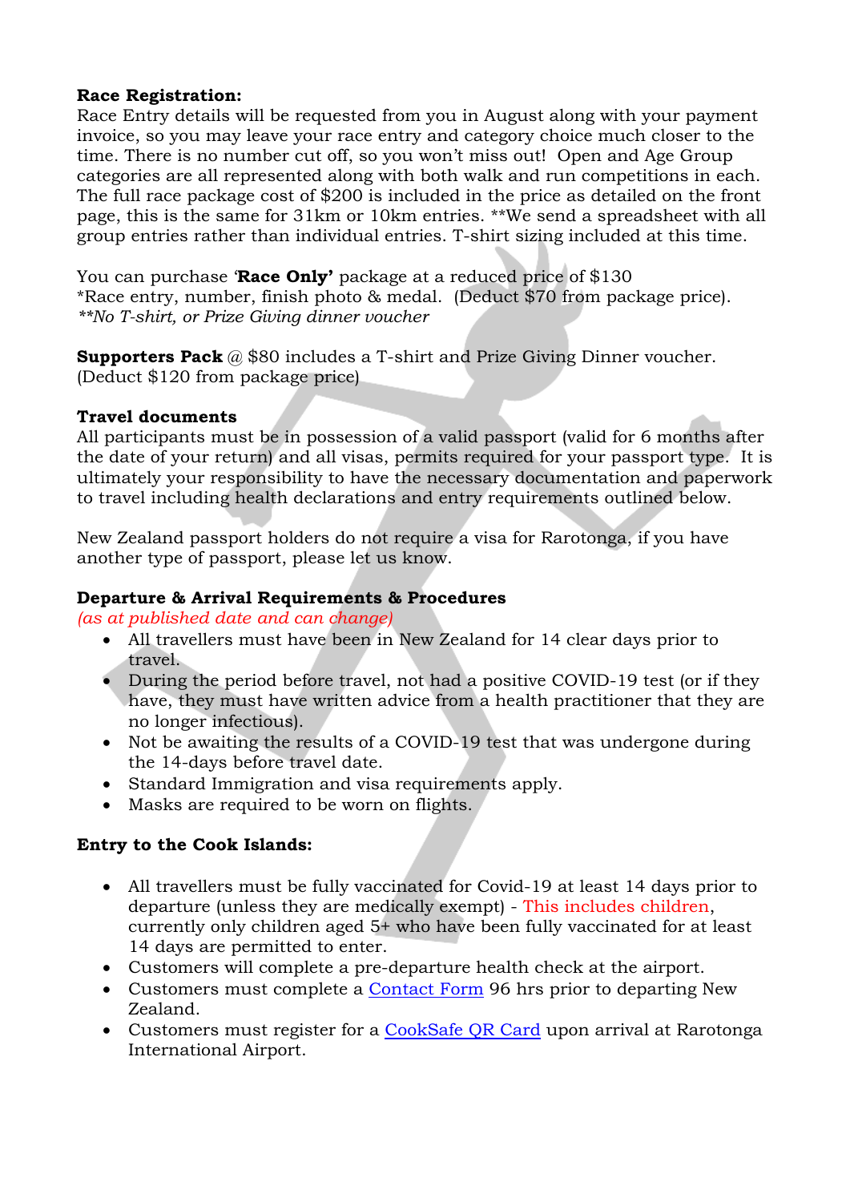**Race Registration:**
Race Entry details will be requested from you in August along with your payment invoice, so you may leave your race entry and category choice much closer to the time. There is no number cut off, so you won't miss out! Open and Age Group categories are all represented along with both walk and run competitions in each. The full race package cost of $200 is included in the price as detailed on the front page, this is the same for 31km or 10km entries. **We send a spreadsheet with all group entries rather than individual entries. T-shirt sizing included at this time.

You can purchase '**Race Only'** package at a reduced price of $130
*Race entry, number, finish photo & medal. (Deduct $70 from package price).
*\*\*No T-shirt, or Prize Giving dinner voucher*

**Supporters Pack** @ $80 includes a T-shirt and Prize Giving Dinner voucher. (Deduct $120 from package price)

**Travel documents**
All participants must be in possession of a valid passport (valid for 6 months after the date of your return) and all visas, permits required for your passport type. It is ultimately your responsibility to have the necessary documentation and paperwork to travel including health declarations and entry requirements outlined below.

New Zealand passport holders do not require a visa for Rarotonga, if you have another type of passport, please let us know.

**Departure & Arrival Requirements & Procedures**
*(as at published date and can change)*

- All travellers must have been in New Zealand for 14 clear days prior to travel.
- During the period before travel, not had a positive COVID-19 test (or if they have, they must have written advice from a health practitioner that they are no longer infectious).
- Not be awaiting the results of a COVID-19 test that was undergone during the 14-days before travel date.
- Standard Immigration and visa requirements apply.
- Masks are required to be worn on flights.

**Entry to the Cook Islands:**

- All travellers must be fully vaccinated for Covid-19 at least 14 days prior to departure (unless they are medically exempt) - This includes children, currently only children aged 5+ who have been fully vaccinated for at least 14 days are permitted to enter.
- Customers will complete a pre-departure health check at the airport.
- Customers must complete a Contact Form 96 hrs prior to departing New Zealand.
- Customers must register for a CookSafe QR Card upon arrival at Rarotonga International Airport.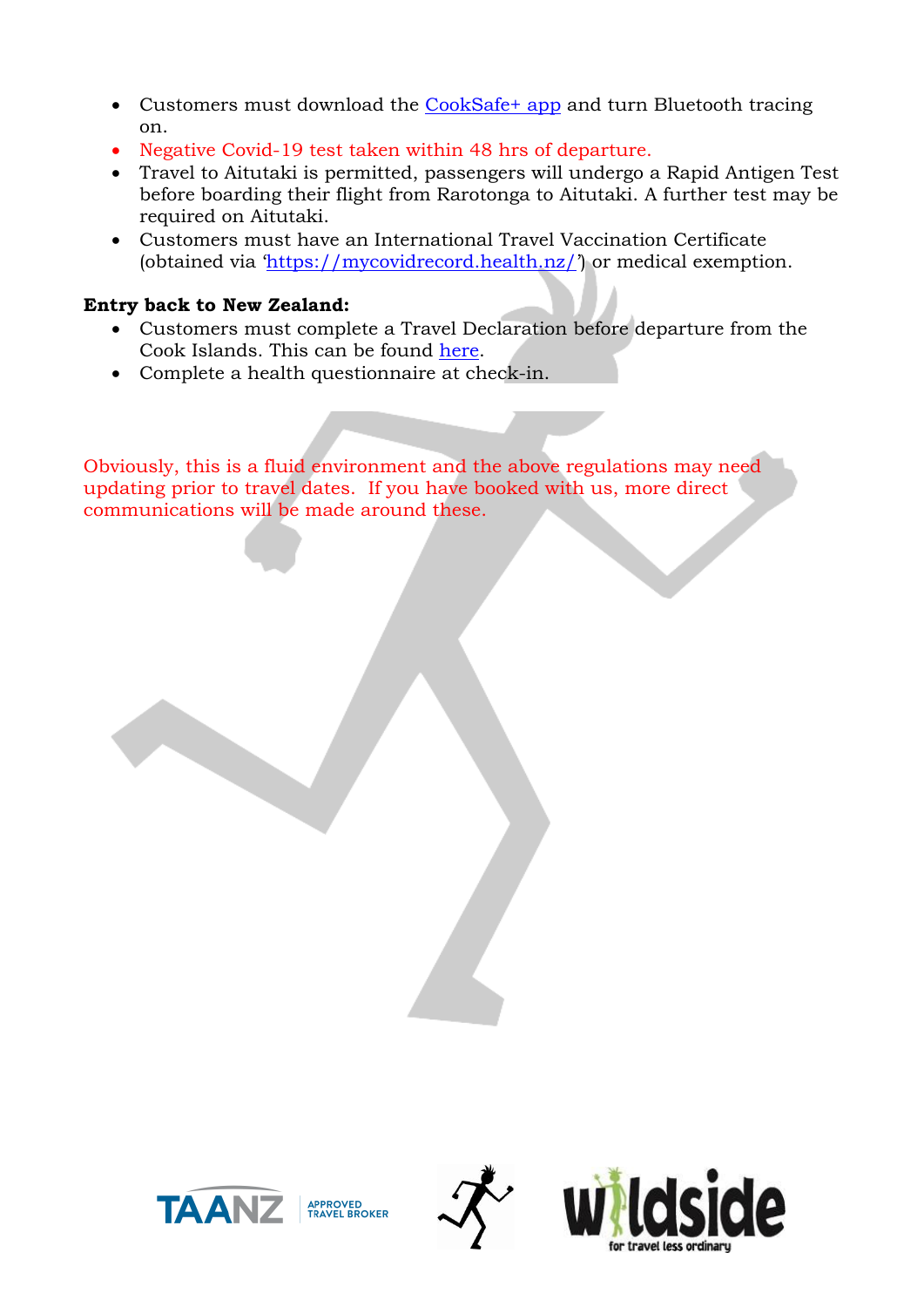- Customers must download the CookSafe+ app and turn Bluetooth tracing on.
- Negative Covid-19 test taken within 48 hrs of departure.
- Travel to Aitutaki is permitted, passengers will undergo a Rapid Antigen Test before boarding their flight from Rarotonga to Aitutaki. A further test may be required on Aitutaki.
- Customers must have an International Travel Vaccination Certificate (obtained via 'https://mycovidrecord.health.nz/') or medical exemption.

**Entry back to New Zealand:**

- Customers must complete a Travel Declaration before departure from the Cook Islands. This can be found here.
- Complete a health questionnaire at check-in.

Obviously, this is a fluid environment and the above regulations may need updating prior to travel dates. If you have booked with us, more direct communications will be made around these.